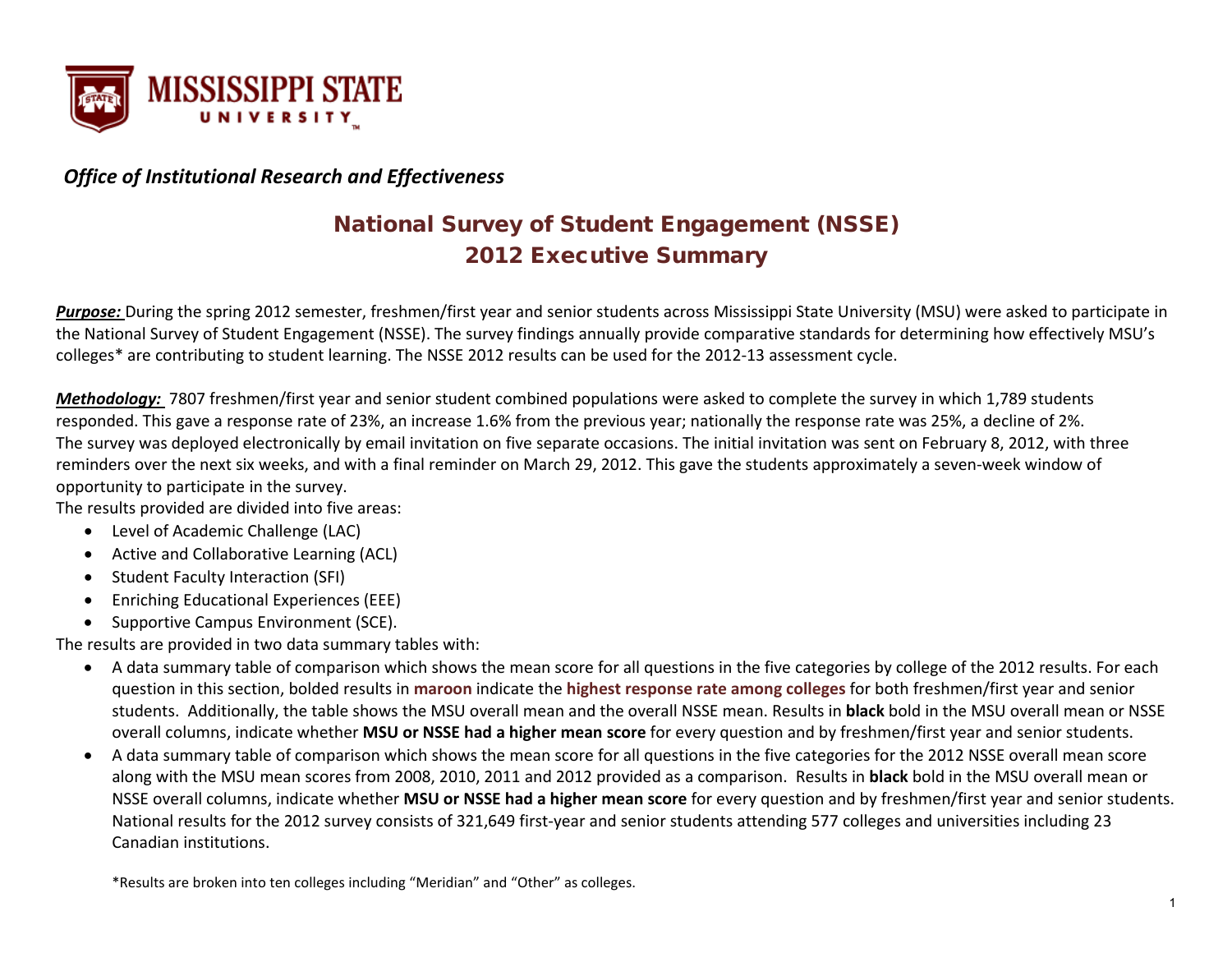MISSISSIPPI STATE UNIVERSITY

*Office of Institutional Research and Effectiveness*

# National Survey of Student Engagement (NSSE)
# 2012 Executive Summary

***Purpose:*** During the spring 2012 semester, freshmen/first year and senior students across Mississippi State University (MSU) were asked to participate in the National Survey of Student Engagement (NSSE). The survey findings annually provide comparative standards for determining how effectively MSU's colleges* are contributing to student learning. The NSSE 2012 results can be used for the 2012-13 assessment cycle.

***Methodology:*** 7807 freshmen/first year and senior student combined populations were asked to complete the survey in which 1,789 students responded. This gave a response rate of 23%, an increase 1.6% from the previous year; nationally the response rate was 25%, a decline of 2%. The survey was deployed electronically by email invitation on five separate occasions. The initial invitation was sent on February 8, 2012, with three reminders over the next six weeks, and with a final reminder on March 29, 2012. This gave the students approximately a seven-week window of opportunity to participate in the survey.

The results provided are divided into five areas:

- Level of Academic Challenge (LAC)
- Active and Collaborative Learning (ACL)
- Student Faculty Interaction (SFI)
- Enriching Educational Experiences (EEE)
- Supportive Campus Environment (SCE).

The results are provided in two data summary tables with:

- A data summary table of comparison which shows the mean score for all questions in the five categories by college of the 2012 results. For each question in this section, bolded results in **maroon** indicate the **highest response rate among colleges** for both freshmen/first year and senior students. Additionally, the table shows the MSU overall mean and the overall NSSE mean. Results in **black** bold in the MSU overall mean or NSSE overall columns, indicate whether **MSU or NSSE had a higher mean score** for every question and by freshmen/first year and senior students.
- A data summary table of comparison which shows the mean score for all questions in the five categories for the 2012 NSSE overall mean score along with the MSU mean scores from 2008, 2010, 2011 and 2012 provided as a comparison. Results in **black** bold in the MSU overall mean or NSSE overall columns, indicate whether **MSU or NSSE had a higher mean score** for every question and by freshmen/first year and senior students. National results for the 2012 survey consists of 321,649 first-year and senior students attending 577 colleges and universities including 23 Canadian institutions.

*Results are broken into ten colleges including "Meridian" and "Other" as colleges.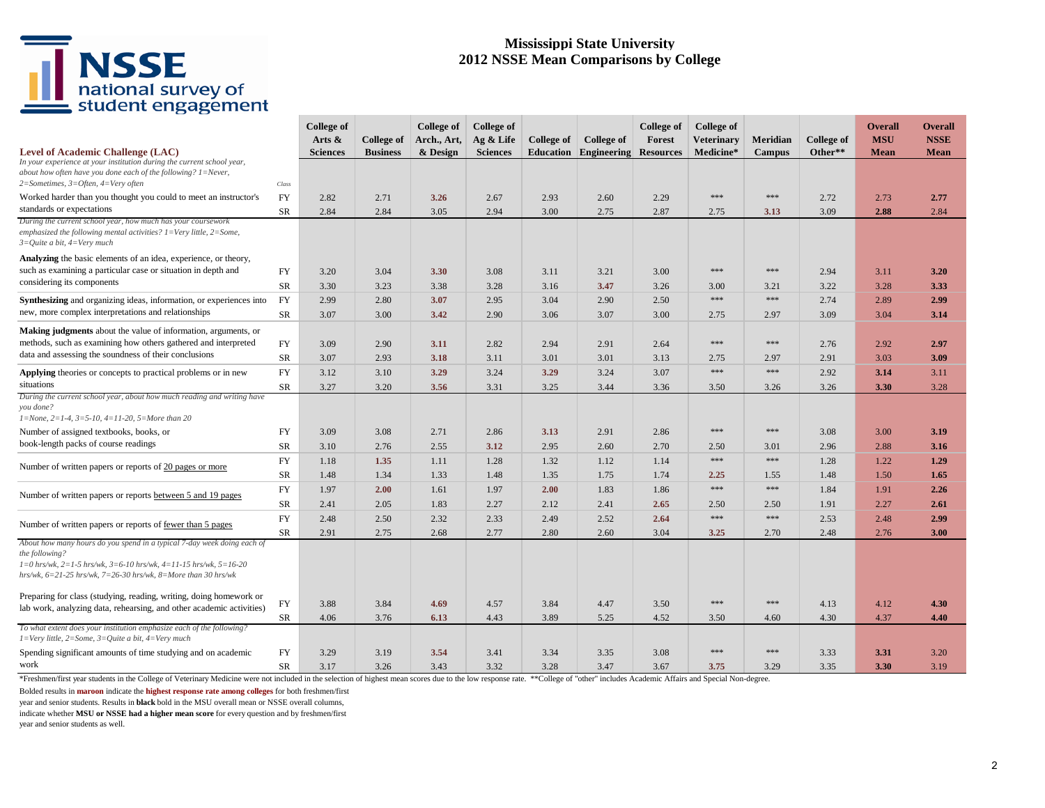# Mississippi State University
# 2012 NSSE Mean Comparisons by College

| Level of Academic Challenge (LAC) | Class | College of Arts & Sciences | College of Business | College of Arch., Art, & Design | College of Ag & Life Sciences | College of Education | College of Engineering | College of Forest Resources | College of Veterinary Medicine* | Meridian Campus | College of Other** | Overall MSU Mean | Overall NSSE Mean |
|---|---|---|---|---|---|---|---|---|---|---|---|---|---|
| *In your experience at your institution during the current school year, about how often have you done each of the following? 1=Never, 2=Sometimes, 3=Often, 4=Very often* | | | | | | | | | | | | | |
| Worked harder than you thought you could to meet an instructor's standards or expectations | FY | 2.82 | 2.71 | **3.26** | 2.67 | 2.93 | 2.60 | 2.29 | *** | *** | 2.72 | 2.73 | **2.77** |
| | SR | 2.84 | 2.84 | 3.05 | 2.94 | 3.00 | 2.75 | 2.87 | 2.75 | **3.13** | 3.09 | **2.88** | 2.84 |
| *During the current school year, how much has your coursework emphasized the following mental activities? 1=Very little, 2=Some, 3=Quite a bit, 4=Very much* | | | | | | | | | | | | | |
| **Analyzing** the basic elements of an idea, experience, or theory, such as examining a particular case or situation in depth and considering its components | FY | 3.20 | 3.04 | **3.30** | 3.08 | 3.11 | 3.21 | 3.00 | *** | *** | 2.94 | 3.11 | **3.20** |
| | SR | 3.30 | 3.23 | 3.38 | 3.28 | 3.16 | **3.47** | 3.26 | 3.00 | 3.21 | 3.22 | 3.28 | **3.33** |
| **Synthesizing** and organizing ideas, information, or experiences into new, more complex interpretations and relationships | FY | 2.99 | 2.80 | **3.07** | 2.95 | 3.04 | 2.90 | 2.50 | *** | *** | 2.74 | 2.89 | **2.99** |
| | SR | 3.07 | 3.00 | **3.42** | 2.90 | 3.06 | 3.07 | 3.00 | 2.75 | 2.97 | 3.09 | 3.04 | **3.14** |
| **Making judgments** about the value of information, arguments, or methods, such as examining how others gathered and interpreted data and assessing the soundness of their conclusions | FY | 3.09 | 2.90 | **3.11** | 2.82 | 2.94 | 2.91 | 2.64 | *** | *** | 2.76 | 2.92 | **2.97** |
| | SR | 3.07 | 2.93 | **3.18** | 3.11 | 3.01 | 3.01 | 3.13 | 2.75 | 2.97 | 2.91 | 3.03 | **3.09** |
| **Applying** theories or concepts to practical problems or in new situations | FY | 3.12 | 3.10 | **3.29** | 3.24 | **3.29** | 3.24 | 3.07 | *** | *** | 2.92 | **3.14** | 3.11 |
| | SR | 3.27 | 3.20 | **3.56** | 3.31 | 3.25 | 3.44 | 3.36 | 3.50 | 3.26 | 3.26 | **3.30** | 3.28 |
| *During the current school year, about how much reading and writing have you done? 1=None, 2=1-4, 3=5-10, 4=11-20, 5=More than 20* | | | | | | | | | | | | | |
| Number of assigned textbooks, books, or book-length packs of course readings | FY | 3.09 | 3.08 | 2.71 | 2.86 | **3.13** | 2.91 | 2.86 | *** | *** | 3.08 | 3.00 | **3.19** |
| | SR | 3.10 | 2.76 | 2.55 | **3.12** | 2.95 | 2.60 | 2.70 | 2.50 | 3.01 | 2.96 | 2.88 | **3.16** |
| Number of written papers or reports of 20 pages or more | FY | 1.18 | **1.35** | 1.11 | 1.28 | 1.32 | 1.12 | 1.14 | *** | *** | 1.28 | 1.22 | **1.29** |
| | SR | 1.48 | 1.34 | 1.33 | 1.48 | 1.35 | 1.75 | 1.74 | **2.25** | 1.55 | 1.48 | 1.50 | **1.65** |
| Number of written papers or reports between 5 and 19 pages | FY | 1.97 | **2.00** | 1.61 | 1.97 | **2.00** | 1.83 | 1.86 | *** | *** | 1.84 | 1.91 | **2.26** |
| | SR | 2.41 | 2.05 | 1.83 | 2.27 | 2.12 | 2.41 | **2.65** | 2.50 | 2.50 | 1.91 | 2.27 | **2.61** |
| Number of written papers or reports of fewer than 5 pages | FY | 2.48 | 2.50 | 2.32 | 2.33 | 2.49 | 2.52 | **2.64** | *** | *** | 2.53 | 2.48 | **2.99** |
| | SR | 2.91 | 2.75 | 2.68 | 2.77 | 2.80 | 2.60 | 3.04 | **3.25** | 2.70 | 2.48 | 2.76 | **3.00** |
| *About how many hours do you spend in a typical 7-day week doing each of the following? 1=0 hrs/wk, 2=1-5 hrs/wk, 3=6-10 hrs/wk, 4=11-15 hrs/wk, 5=16-20 hrs/wk, 6=21-25 hrs/wk, 7=26-30 hrs/wk, 8=More than 30 hrs/wk* | | | | | | | | | | | | | |
| Preparing for class (studying, reading, writing, doing homework or lab work, analyzing data, rehearsing, and other academic activities) | FY | 3.88 | 3.84 | **4.69** | 4.57 | 3.84 | 4.47 | 3.50 | *** | *** | 4.13 | 4.12 | **4.30** |
| | SR | 4.06 | 3.76 | **6.13** | 4.43 | 3.89 | 5.25 | 4.52 | 3.50 | 4.60 | 4.30 | 4.37 | **4.40** |
| *To what extent does your institution emphasize each of the following? 1=Very little, 2=Some, 3=Quite a bit, 4=Very much* | | | | | | | | | | | | | |
| Spending significant amounts of time studying and on academic work | FY | 3.29 | 3.19 | **3.54** | 3.41 | 3.34 | 3.35 | 3.08 | *** | *** | 3.33 | **3.31** | 3.20 |
| | SR | 3.17 | 3.26 | 3.43 | 3.32 | 3.28 | 3.47 | 3.67 | **3.75** | 3.29 | 3.35 | **3.30** | 3.19 |

*Freshmen/first year students in the College of Veterinary Medicine were not included in the selection of highest mean scores due to the low response rate. **College of "other" includes Academic Affairs and Special Non-degree.

Bolded results in **maroon** indicate the **highest response rate among colleges** for both freshmen/first year and senior students. Results in **black** bold in the MSU overall mean or NSSE overall columns, indicate whether **MSU or NSSE had a higher mean score** for every question and by freshmen/first year and senior students as well.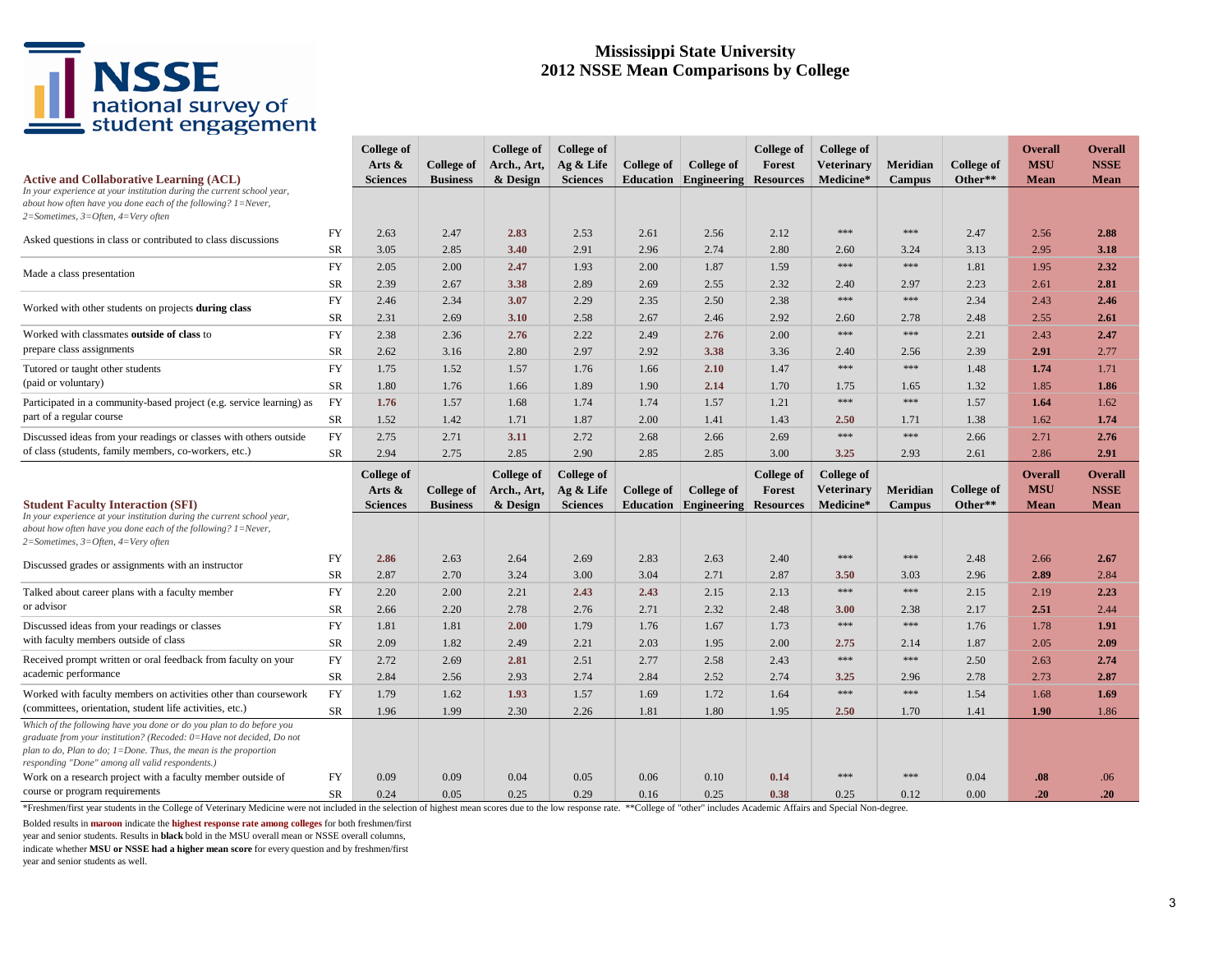# Mississippi State University
# 2012 NSSE Mean Comparisons by College

## Active and Collaborative Learning (ACL)

*In your experience at your institution during the current school year, about how often have you done each of the following? 1=Never, 2=Sometimes, 3=Often, 4=Very often*

| | | College of Arts & Sciences | College of Business | College of Arch., Art, & Design | College of Ag & Life Sciences | College of Education | College of Engineering | College of Forest Resources | College of Veterinary Medicine* | Meridian Campus | College of Other** | Overall MSU Mean | Overall NSSE Mean |
|---|---|---|---|---|---|---|---|---|---|---|---|---|---|
| Asked questions in class or contributed to class discussions | FY | 2.63 | 2.47 | **2.83** | 2.53 | 2.61 | 2.56 | 2.12 | *** | *** | 2.47 | 2.56 | **2.88** |
| | SR | 3.05 | 2.85 | **3.40** | 2.91 | 2.96 | 2.74 | 2.80 | 2.60 | 3.24 | 3.13 | 2.95 | **3.18** |
| Made a class presentation | FY | 2.05 | 2.00 | **2.47** | 1.93 | 2.00 | 1.87 | 1.59 | *** | *** | 1.81 | 1.95 | **2.32** |
| | SR | 2.39 | 2.67 | **3.38** | 2.89 | 2.69 | 2.55 | 2.32 | 2.40 | 2.97 | 2.23 | 2.61 | **2.81** |
| Worked with other students on projects **during class** | FY | 2.46 | 2.34 | **3.07** | 2.29 | 2.35 | 2.50 | 2.38 | *** | *** | 2.34 | 2.43 | **2.46** |
| | SR | 2.31 | 2.69 | **3.10** | 2.58 | 2.67 | 2.46 | 2.92 | 2.60 | 2.78 | 2.48 | 2.55 | **2.61** |
| Worked with classmates **outside of class** to prepare class assignments | FY | 2.38 | 2.36 | **2.76** | 2.22 | 2.49 | **2.76** | 2.00 | *** | *** | 2.21 | 2.43 | **2.47** |
| | SR | 2.62 | 3.16 | 2.80 | 2.97 | 2.92 | **3.38** | 3.36 | 2.40 | 2.56 | 2.39 | **2.91** | 2.77 |
| Tutored or taught other students (paid or voluntary) | FY | 1.75 | 1.52 | 1.57 | 1.76 | 1.66 | **2.10** | 1.47 | *** | *** | 1.48 | **1.74** | 1.71 |
| | SR | 1.80 | 1.76 | 1.66 | 1.89 | 1.90 | **2.14** | 1.70 | 1.75 | 1.65 | 1.32 | 1.85 | **1.86** |
| Participated in a community-based project (e.g. service learning) as part of a regular course | FY | **1.76** | 1.57 | 1.68 | 1.74 | 1.74 | 1.57 | 1.21 | *** | *** | 1.57 | **1.64** | 1.62 |
| | SR | 1.52 | 1.42 | 1.71 | 1.87 | 2.00 | 1.41 | 1.43 | **2.50** | 1.71 | 1.38 | 1.62 | **1.74** |
| Discussed ideas from your readings or classes with others outside of class (students, family members, co-workers, etc.) | FY | 2.75 | 2.71 | **3.11** | 2.72 | 2.68 | 2.66 | 2.69 | *** | *** | 2.66 | 2.71 | **2.76** |
| | SR | 2.94 | 2.75 | 2.85 | 2.90 | 2.85 | 2.85 | 3.00 | **3.25** | 2.93 | 2.61 | 2.86 | **2.91** |

## Student Faculty Interaction (SFI)

*In your experience at your institution during the current school year, about how often have you done each of the following? 1=Never, 2=Sometimes, 3=Often, 4=Very often*

| | | College of Arts & Sciences | College of Business | College of Arch., Art, & Design | College of Ag & Life Sciences | College of Education | College of Engineering | College of Forest Resources | College of Veterinary Medicine* | Meridian Campus | College of Other** | Overall MSU Mean | Overall NSSE Mean |
|---|---|---|---|---|---|---|---|---|---|---|---|---|---|
| Discussed grades or assignments with an instructor | FY | **2.86** | 2.63 | 2.64 | 2.69 | 2.83 | 2.63 | 2.40 | *** | *** | 2.48 | 2.66 | **2.67** |
| | SR | 2.87 | 2.70 | 3.24 | 3.00 | 3.04 | 2.71 | 2.87 | **3.50** | 3.03 | 2.96 | **2.89** | 2.84 |
| Talked about career plans with a faculty member or advisor | FY | 2.20 | 2.00 | 2.21 | **2.43** | **2.43** | 2.15 | 2.13 | *** | *** | 2.15 | 2.19 | **2.23** |
| | SR | 2.66 | 2.20 | 2.78 | 2.76 | 2.71 | 2.32 | 2.48 | **3.00** | 2.38 | 2.17 | **2.51** | 2.44 |
| Discussed ideas from your readings or classes with faculty members outside of class | FY | 1.81 | 1.81 | **2.00** | 1.79 | 1.76 | 1.67 | 1.73 | *** | *** | 1.76 | 1.78 | **1.91** |
| | SR | 2.09 | 1.82 | 2.49 | 2.21 | 2.03 | 1.95 | 2.00 | **2.75** | 2.14 | 1.87 | 2.05 | **2.09** |
| Received prompt written or oral feedback from faculty on your academic performance | FY | 2.72 | 2.69 | **2.81** | 2.51 | 2.77 | 2.58 | 2.43 | *** | *** | 2.50 | 2.63 | **2.74** |
| | SR | 2.84 | 2.56 | 2.93 | 2.74 | 2.84 | 2.52 | 2.74 | **3.25** | 2.96 | 2.78 | 2.73 | **2.87** |
| Worked with faculty members on activities other than coursework (committees, orientation, student life activities, etc.) | FY | 1.79 | 1.62 | **1.93** | 1.57 | 1.69 | 1.72 | 1.64 | *** | *** | 1.54 | 1.68 | **1.69** |
| | SR | 1.96 | 1.99 | 2.30 | 2.26 | 1.81 | 1.80 | 1.95 | **2.50** | 1.70 | 1.41 | **1.90** | 1.86 |
| *Which of the following have you done or do you plan to do before you graduate from your institution? (Recoded: 0=Have not decided, Do not plan to do, Plan to do; 1=Done. Thus, the mean is the proportion responding "Done" among all valid respondents.)* | | | | | | | | | | | | | |
| Work on a research project with a faculty member outside of course or program requirements | FY | 0.09 | 0.09 | 0.04 | 0.05 | 0.06 | 0.10 | **0.14** | *** | *** | 0.04 | **.08** | .06 |
| | SR | 0.24 | 0.05 | 0.25 | 0.29 | 0.16 | 0.25 | **0.38** | 0.25 | 0.12 | 0.00 | **.20** | **.20** |

*Freshmen/first year students in the College of Veterinary Medicine were not included in the selection of highest mean scores due to the low response rate. **College of "other" includes Academic Affairs and Special Non-degree.

Bolded results in **maroon** indicate the **highest response rate among colleges** for both freshmen/first year and senior students. Results in **black** bold in the MSU overall mean or NSSE overall columns, indicate whether **MSU or NSSE had a higher mean score** for every question and by freshmen/first year and senior students as well.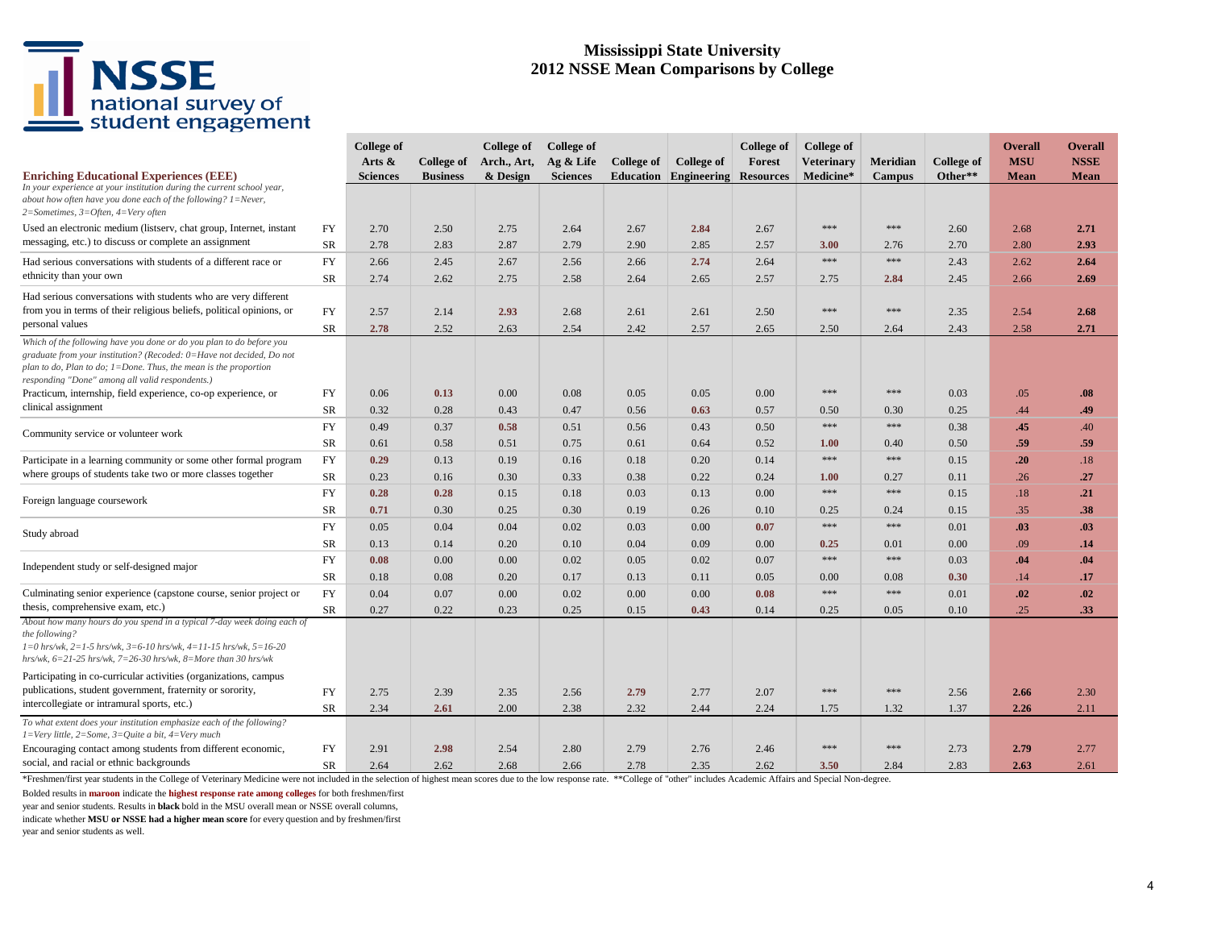# Mississippi State University
## 2012 NSSE Mean Comparisons by College

| **Enriching Educational Experiences (EEE)** | | **College of Arts & Sciences** | **College of Business** | **College of Arch., Art, & Design** | **College of Ag & Life Sciences** | **College of Education** | **College of Engineering** | **College of Forest Resources** | **College of Veterinary Medicine*** | **Meridian Campus** | **College of Other**** | **Overall MSU Mean** | **Overall NSSE Mean** |
|---|---|---|---|---|---|---|---|---|---|---|---|---|---|
| *In your experience at your institution during the current school year, about how often have you done each of the following? 1=Never, 2=Sometimes, 3=Often, 4=Very often* | | | | | | | | | | | | | |
| Used an electronic medium (listserv, chat group, Internet, instant messaging, etc.) to discuss or complete an assignment | FY | 2.70 | 2.50 | 2.75 | 2.64 | 2.67 | **2.84** | 2.67 | *** | *** | 2.60 | 2.68 | **2.71** |
| | SR | 2.78 | 2.83 | 2.87 | 2.79 | 2.90 | 2.85 | 2.57 | **3.00** | 2.76 | 2.70 | 2.80 | **2.93** |
| Had serious conversations with students of a different race or ethnicity than your own | FY | 2.66 | 2.45 | 2.67 | 2.56 | 2.66 | **2.74** | 2.64 | *** | *** | 2.43 | 2.62 | **2.64** |
| | SR | 2.74 | 2.62 | 2.75 | 2.58 | 2.64 | 2.65 | 2.57 | 2.75 | **2.84** | 2.45 | 2.66 | **2.69** |
| Had serious conversations with students who are very different from you in terms of their religious beliefs, political opinions, or personal values | FY | 2.57 | 2.14 | **2.93** | 2.68 | 2.61 | 2.61 | 2.50 | *** | *** | 2.35 | 2.54 | **2.68** |
| | SR | **2.78** | 2.52 | 2.63 | 2.54 | 2.42 | 2.57 | 2.65 | 2.50 | 2.64 | 2.43 | 2.58 | **2.71** |
| *Which of the following have you done or do you plan to do before you graduate from your institution? (Recoded: 0=Have not decided, Do not plan to do, Plan to do; 1=Done. Thus, the mean is the proportion responding "Done" among all valid respondents.)* | | | | | | | | | | | | | |
| Practicum, internship, field experience, co-op experience, or clinical assignment | FY | 0.06 | **0.13** | 0.00 | 0.08 | 0.05 | 0.05 | 0.00 | *** | *** | 0.03 | .05 | **.08** |
| | SR | 0.32 | 0.28 | 0.43 | 0.47 | 0.56 | **0.63** | 0.57 | 0.50 | 0.30 | 0.25 | .44 | **.49** |
| Community service or volunteer work | FY | 0.49 | 0.37 | **0.58** | 0.51 | 0.56 | 0.43 | 0.50 | *** | *** | 0.38 | **.45** | .40 |
| | SR | 0.61 | 0.58 | 0.51 | 0.75 | 0.61 | 0.64 | 0.52 | **1.00** | 0.40 | 0.50 | **.59** | **.59** |
| Participate in a learning community or some other formal program where groups of students take two or more classes together | FY | **0.29** | 0.13 | 0.19 | 0.16 | 0.18 | 0.20 | 0.14 | *** | *** | 0.15 | **.20** | .18 |
| | SR | 0.23 | 0.16 | 0.30 | 0.33 | 0.38 | 0.22 | 0.24 | **1.00** | 0.27 | 0.11 | .26 | **.27** |
| Foreign language coursework | FY | **0.28** | **0.28** | 0.15 | 0.18 | 0.03 | 0.13 | 0.00 | *** | *** | 0.15 | .18 | **.21** |
| | SR | **0.71** | 0.30 | 0.25 | 0.30 | 0.19 | 0.26 | 0.10 | 0.25 | 0.24 | 0.15 | .35 | **.38** |
| Study abroad | FY | 0.05 | 0.04 | 0.04 | 0.02 | 0.03 | 0.00 | **0.07** | *** | *** | 0.01 | **.03** | **.03** |
| | SR | 0.13 | 0.14 | 0.20 | 0.10 | 0.04 | 0.09 | 0.00 | **0.25** | 0.01 | 0.00 | .09 | **.14** |
| Independent study or self-designed major | FY | **0.08** | 0.00 | 0.00 | 0.02 | 0.05 | 0.02 | 0.07 | *** | *** | 0.03 | **.04** | **.04** |
| | SR | 0.18 | 0.08 | 0.20 | 0.17 | 0.13 | 0.11 | 0.05 | 0.00 | 0.08 | **0.30** | .14 | **.17** |
| Culminating senior experience (capstone course, senior project or thesis, comprehensive exam, etc.) | FY | 0.04 | 0.07 | 0.00 | 0.02 | 0.00 | 0.00 | **0.08** | *** | *** | 0.01 | **.02** | **.02** |
| | SR | 0.27 | 0.22 | 0.23 | 0.25 | 0.15 | **0.43** | 0.14 | 0.25 | 0.05 | 0.10 | .25 | **.33** |
| *About how many hours do you spend in a typical 7-day week doing each of the following? 1=0 hrs/wk, 2=1-5 hrs/wk, 3=6-10 hrs/wk, 4=11-15 hrs/wk, 5=16-20 hrs/wk, 6=21-25 hrs/wk, 7=26-30 hrs/wk, 8=More than 30 hrs/wk* | | | | | | | | | | | | | |
| Participating in co-curricular activities (organizations, campus publications, student government, fraternity or sorority, intercollegiate or intramural sports, etc.) | FY | 2.75 | 2.39 | 2.35 | 2.56 | **2.79** | 2.77 | 2.07 | *** | *** | 2.56 | **2.66** | 2.30 |
| | SR | 2.34 | **2.61** | 2.00 | 2.38 | 2.32 | 2.44 | 2.24 | 1.75 | 1.32 | 1.37 | **2.26** | 2.11 |
| *To what extent does your institution emphasize each of the following? 1=Very little, 2=Some, 3=Quite a bit, 4=Very much* | | | | | | | | | | | | | |
| Encouraging contact among students from different economic, social, and racial or ethnic backgrounds | FY | 2.91 | **2.98** | 2.54 | 2.80 | 2.79 | 2.76 | 2.46 | *** | *** | 2.73 | **2.79** | 2.77 |
| | SR | 2.64 | 2.62 | 2.68 | 2.66 | 2.78 | 2.35 | 2.62 | **3.50** | 2.84 | 2.83 | **2.63** | 2.61 |

*Freshmen/first year students in the College of Veterinary Medicine were not included in the selection of highest mean scores due to the low response rate. **College of "other" includes Academic Affairs and Special Non-degree.

Bolded results in **maroon** indicate the **highest response rate among colleges** for both freshmen/first year and senior students. Results in **black** bold in the MSU overall mean or NSSE overall columns, indicate whether **MSU or NSSE had a higher mean score** for every question and by freshmen/first year and senior students as well.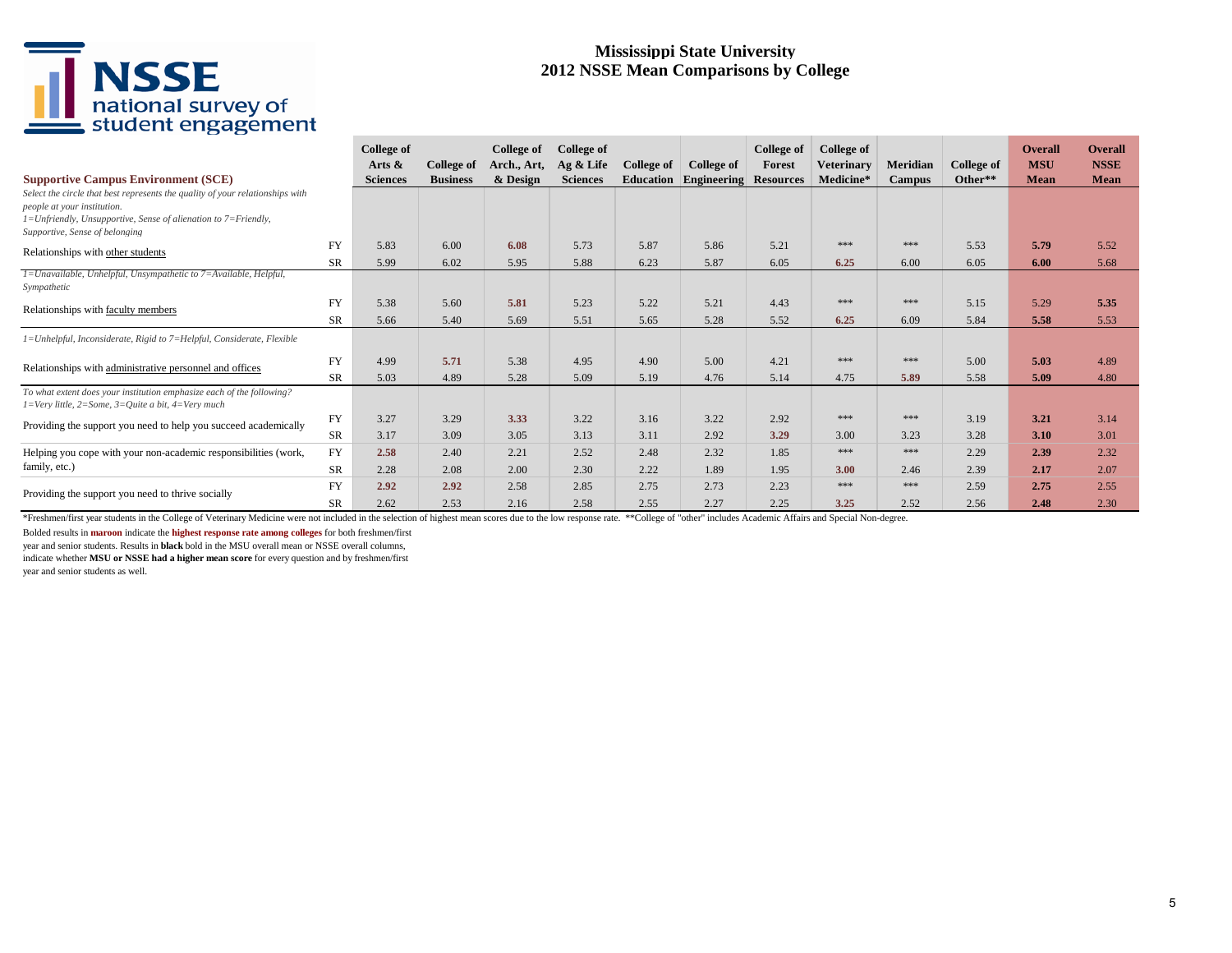# Mississippi State University
## 2012 NSSE Mean Comparisons by College

| Supportive Campus Environment (SCE) | | College of Arts & Sciences | College of Business | College of Arch., Art, & Design | College of Ag & Life Sciences | College of Education | College of Engineering | College of Forest Resources | College of Veterinary Medicine* | Meridian Campus | College of Other** | Overall MSU Mean | Overall NSSE Mean |
|---|---|---|---|---|---|---|---|---|---|---|---|---|---|
| *Select the circle that best represents the quality of your relationships with people at your institution. 1=Unfriendly, Unsupportive, Sense of alienation to 7=Friendly, Supportive, Sense of belonging* | | | | | | | | | | | | | |
| Relationships with other students | FY | 5.83 | 6.00 | **6.08** | 5.73 | 5.87 | 5.86 | 5.21 | *** | *** | 5.53 | **5.79** | 5.52 |
| | SR | 5.99 | 6.02 | 5.95 | 5.88 | 6.23 | 5.87 | 6.05 | **6.25** | 6.00 | 6.05 | **6.00** | 5.68 |
| *1=Unavailable, Unhelpful, Unsympathetic to 7=Available, Helpful, Sympathetic* | | | | | | | | | | | | | |
| Relationships with faculty members | FY | 5.38 | 5.60 | **5.81** | 5.23 | 5.22 | 5.21 | 4.43 | *** | *** | 5.15 | 5.29 | **5.35** |
| | SR | 5.66 | 5.40 | 5.69 | 5.51 | 5.65 | 5.28 | 5.52 | **6.25** | 6.09 | 5.84 | **5.58** | 5.53 |
| *1=Unhelpful, Inconsiderate, Rigid to 7=Helpful, Considerate, Flexible* | | | | | | | | | | | | | |
| Relationships with administrative personnel and offices | FY | 4.99 | **5.71** | 5.38 | 4.95 | 4.90 | 5.00 | 4.21 | *** | *** | 5.00 | **5.03** | 4.89 |
| | SR | 5.03 | 4.89 | 5.28 | 5.09 | 5.19 | 4.76 | 5.14 | 4.75 | **5.89** | 5.58 | **5.09** | 4.80 |
| *To what extent does your institution emphasize each of the following? 1=Very little, 2=Some, 3=Quite a bit, 4=Very much* | | | | | | | | | | | | | |
| Providing the support you need to help you succeed academically | FY | 3.27 | 3.29 | **3.33** | 3.22 | 3.16 | 3.22 | 2.92 | *** | *** | 3.19 | **3.21** | 3.14 |
| | SR | 3.17 | 3.09 | 3.05 | 3.13 | 3.11 | 2.92 | **3.29** | 3.00 | 3.23 | 3.28 | **3.10** | 3.01 |
| Helping you cope with your non-academic responsibilities (work, family, etc.) | FY | **2.58** | 2.40 | 2.21 | 2.52 | 2.48 | 2.32 | 1.85 | *** | *** | 2.29 | **2.39** | 2.32 |
| | SR | 2.28 | 2.08 | 2.00 | 2.30 | 2.22 | 1.89 | 1.95 | **3.00** | 2.46 | 2.39 | **2.17** | 2.07 |
| Providing the support you need to thrive socially | FY | **2.92** | **2.92** | 2.58 | 2.85 | 2.75 | 2.73 | 2.23 | *** | *** | 2.59 | **2.75** | 2.55 |
| | SR | 2.62 | 2.53 | 2.16 | 2.58 | 2.55 | 2.27 | 2.25 | **3.25** | 2.52 | 2.56 | **2.48** | 2.30 |

*Freshmen/first year students in the College of Veterinary Medicine were not included in the selection of highest mean scores due to the low response rate. **College of "other" includes Academic Affairs and Special Non-degree.

Bolded results in **maroon** indicate the **highest response rate among colleges** for both freshmen/first year and senior students. Results in **black** bold in the MSU overall mean or NSSE overall columns, indicate whether **MSU or NSSE had a higher mean score** for every question and by freshmen/first year and senior students as well.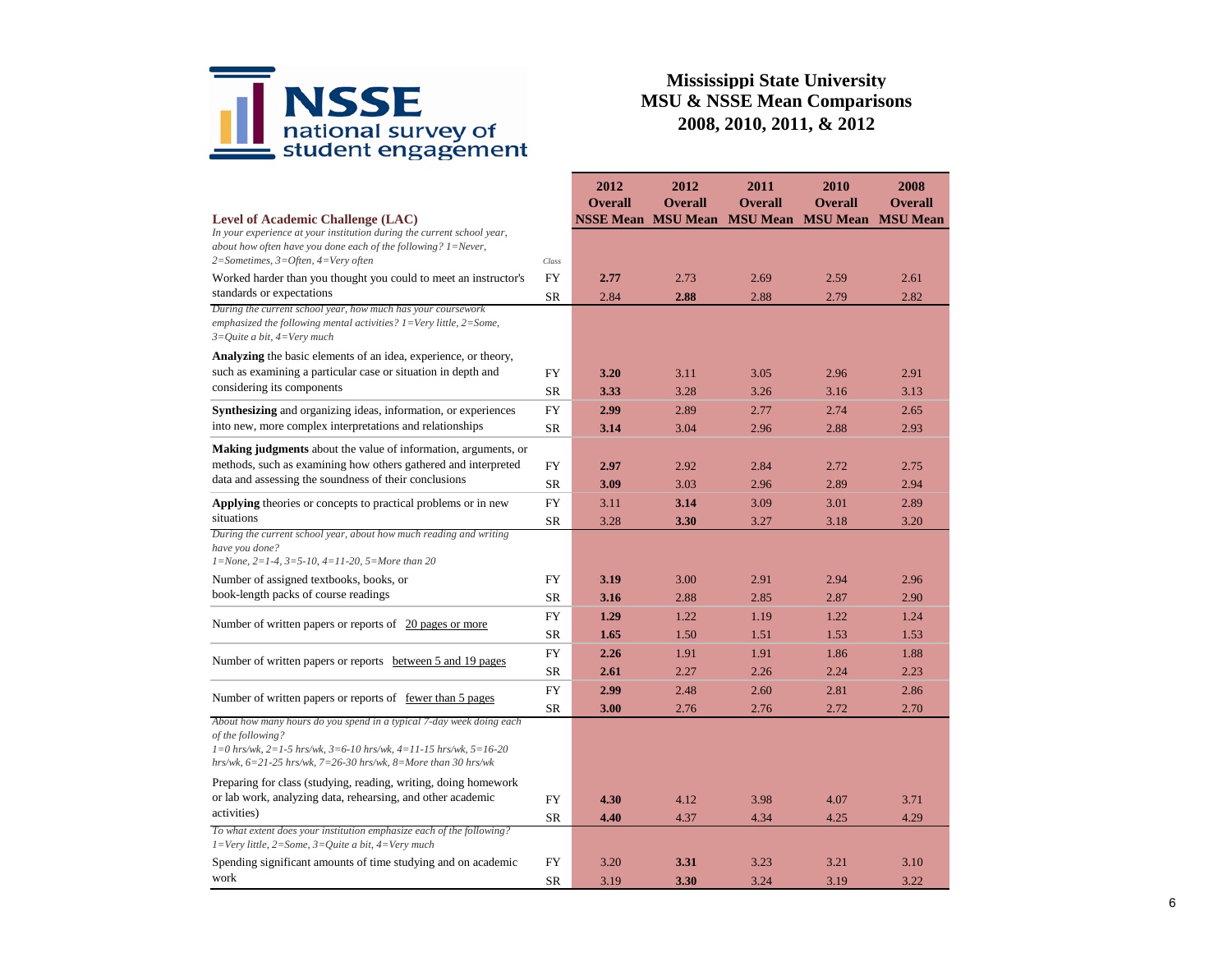# Mississippi State University
## MSU & NSSE Mean Comparisons
## 2008, 2010, 2011, & 2012

| **Level of Academic Challenge (LAC)** | | 2012 Overall NSSE Mean | 2012 Overall MSU Mean | 2011 Overall MSU Mean | 2010 Overall MSU Mean | 2008 Overall MSU Mean |
|---|---|---|---|---|---|---|
| *In your experience at your institution during the current school year, about how often have you done each of the following? 1=Never, 2=Sometimes, 3=Often, 4=Very often* | *Class* | | | | | |
| Worked harder than you thought you could to meet an instructor's standards or expectations | FY | **2.77** | 2.73 | 2.69 | 2.59 | 2.61 |
| | SR | 2.84 | **2.88** | 2.88 | 2.79 | 2.82 |
| *During the current school year, how much has your coursework emphasized the following mental activities? 1=Very little, 2=Some, 3=Quite a bit, 4=Very much* | | | | | | |
| **Analyzing** the basic elements of an idea, experience, or theory, such as examining a particular case or situation in depth and considering its components | FY | **3.20** | 3.11 | 3.05 | 2.96 | 2.91 |
| | SR | **3.33** | 3.28 | 3.26 | 3.16 | 3.13 |
| **Synthesizing** and organizing ideas, information, or experiences into new, more complex interpretations and relationships | FY | **2.99** | 2.89 | 2.77 | 2.74 | 2.65 |
| | SR | **3.14** | 3.04 | 2.96 | 2.88 | 2.93 |
| **Making judgments** about the value of information, arguments, or methods, such as examining how others gathered and interpreted data and assessing the soundness of their conclusions | FY | **2.97** | 2.92 | 2.84 | 2.72 | 2.75 |
| | SR | **3.09** | 3.03 | 2.96 | 2.89 | 2.94 |
| **Applying** theories or concepts to practical problems or in new situations | FY | 3.11 | **3.14** | 3.09 | 3.01 | 2.89 |
| | SR | 3.28 | **3.30** | 3.27 | 3.18 | 3.20 |
| *During the current school year, about how much reading and writing have you done? 1=None, 2=1-4, 3=5-10, 4=11-20, 5=More than 20* | | | | | | |
| Number of assigned textbooks, books, or book-length packs of course readings | FY | **3.19** | 3.00 | 2.91 | 2.94 | 2.96 |
| | SR | **3.16** | 2.88 | 2.85 | 2.87 | 2.90 |
| Number of written papers or reports of 20 pages or more | FY | **1.29** | 1.22 | 1.19 | 1.22 | 1.24 |
| | SR | **1.65** | 1.50 | 1.51 | 1.53 | 1.53 |
| Number of written papers or reports between 5 and 19 pages | FY | **2.26** | 1.91 | 1.91 | 1.86 | 1.88 |
| | SR | **2.61** | 2.27 | 2.26 | 2.24 | 2.23 |
| Number of written papers or reports of fewer than 5 pages | FY | **2.99** | 2.48 | 2.60 | 2.81 | 2.86 |
| | SR | **3.00** | 2.76 | 2.76 | 2.72 | 2.70 |
| *About how many hours do you spend in a typical 7-day week doing each of the following? 1=0 hrs/wk, 2=1-5 hrs/wk, 3=6-10 hrs/wk, 4=11-15 hrs/wk, 5=16-20 hrs/wk, 6=21-25 hrs/wk, 7=26-30 hrs/wk, 8=More than 30 hrs/wk* | | | | | | |
| Preparing for class (studying, reading, writing, doing homework or lab work, analyzing data, rehearsing, and other academic activities) | FY | **4.30** | 4.12 | 3.98 | 4.07 | 3.71 |
| | SR | **4.40** | 4.37 | 4.34 | 4.25 | 4.29 |
| *To what extent does your institution emphasize each of the following? 1=Very little, 2=Some, 3=Quite a bit, 4=Very much* | | | | | | |
| Spending significant amounts of time studying and on academic work | FY | 3.20 | **3.31** | 3.23 | 3.21 | 3.10 |
| | SR | 3.19 | **3.30** | 3.24 | 3.19 | 3.22 |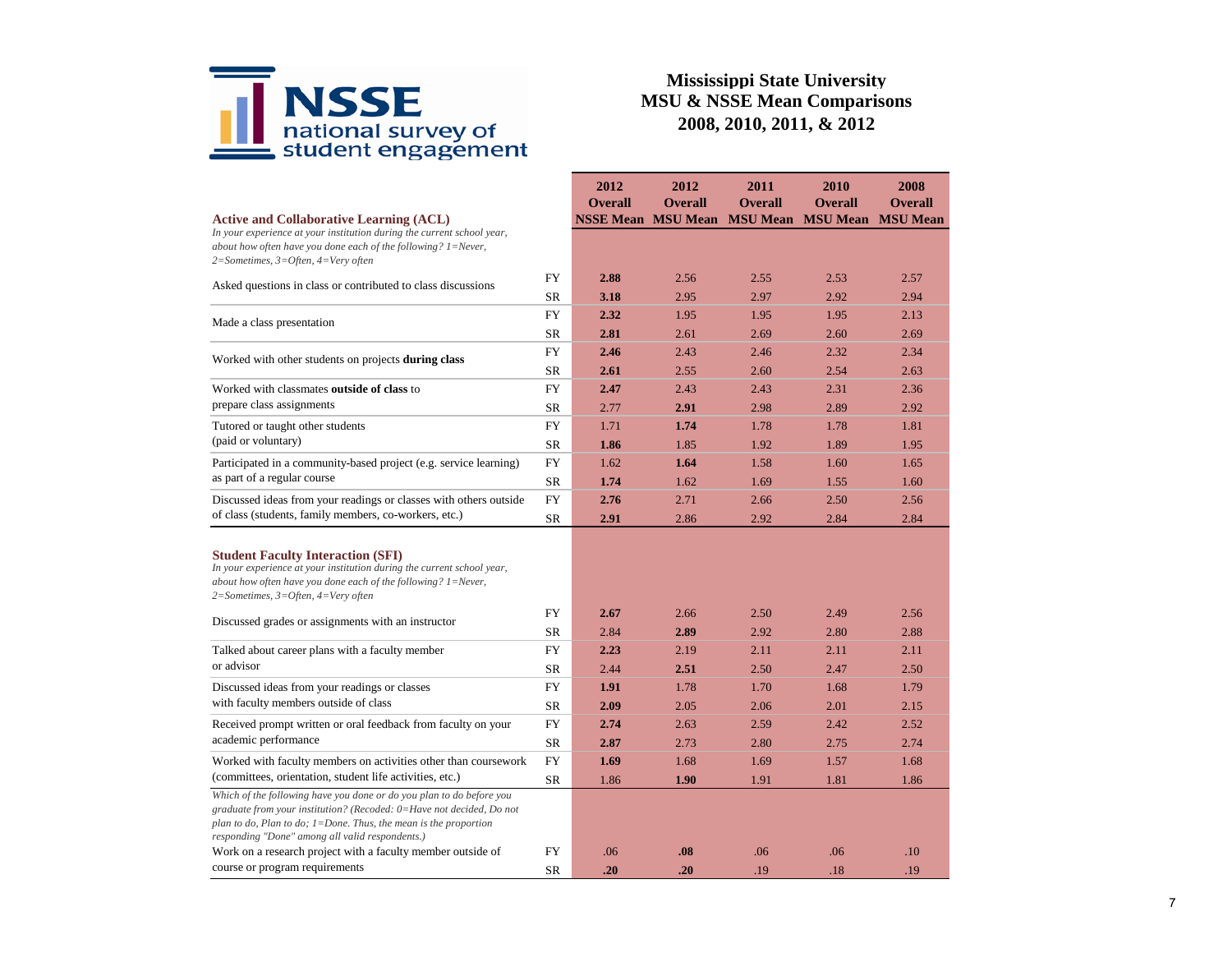NSSE national survey of student engagement

# Mississippi State University
## MSU & NSSE Mean Comparisons
## 2008, 2010, 2011, & 2012

| | | 2012 Overall NSSE Mean | 2012 Overall MSU Mean | 2011 Overall MSU Mean | 2010 Overall MSU Mean | 2008 Overall MSU Mean |
|---|---|---|---|---|---|---|
| **Active and Collaborative Learning (ACL)** *In your experience at your institution during the current school year, about how often have you done each of the following? 1=Never, 2=Sometimes, 3=Often, 4=Very often* | | | | | | |
| Asked questions in class or contributed to class discussions | FY | **2.88** | 2.56 | 2.55 | 2.53 | 2.57 |
| | SR | **3.18** | 2.95 | 2.97 | 2.92 | 2.94 |
| Made a class presentation | FY | **2.32** | 1.95 | 1.95 | 1.95 | 2.13 |
| | SR | **2.81** | 2.61 | 2.69 | 2.60 | 2.69 |
| Worked with other students on projects **during class** | FY | **2.46** | 2.43 | 2.46 | 2.32 | 2.34 |
| | SR | **2.61** | 2.55 | 2.60 | 2.54 | 2.63 |
| Worked with classmates **outside of class** to prepare class assignments | FY | **2.47** | 2.43 | 2.43 | 2.31 | 2.36 |
| | SR | 2.77 | **2.91** | 2.98 | 2.89 | 2.92 |
| Tutored or taught other students (paid or voluntary) | FY | 1.71 | **1.74** | 1.78 | 1.78 | 1.81 |
| | SR | **1.86** | 1.85 | 1.92 | 1.89 | 1.95 |
| Participated in a community-based project (e.g. service learning) as part of a regular course | FY | 1.62 | **1.64** | 1.58 | 1.60 | 1.65 |
| | SR | **1.74** | 1.62 | 1.69 | 1.55 | 1.60 |
| Discussed ideas from your readings or classes with others outside of class (students, family members, co-workers, etc.) | FY | **2.76** | 2.71 | 2.66 | 2.50 | 2.56 |
| | SR | **2.91** | 2.86 | 2.92 | 2.84 | 2.84 |
| **Student Faculty Interaction (SFI)** *In your experience at your institution during the current school year, about how often have you done each of the following? 1=Never, 2=Sometimes, 3=Often, 4=Very often* | | | | | | |
| Discussed grades or assignments with an instructor | FY | **2.67** | 2.66 | 2.50 | 2.49 | 2.56 |
| | SR | 2.84 | **2.89** | 2.92 | 2.80 | 2.88 |
| Talked about career plans with a faculty member or advisor | FY | **2.23** | 2.19 | 2.11 | 2.11 | 2.11 |
| | SR | 2.44 | **2.51** | 2.50 | 2.47 | 2.50 |
| Discussed ideas from your readings or classes with faculty members outside of class | FY | **1.91** | 1.78 | 1.70 | 1.68 | 1.79 |
| | SR | **2.09** | 2.05 | 2.06 | 2.01 | 2.15 |
| Received prompt written or oral feedback from faculty on your academic performance | FY | **2.74** | 2.63 | 2.59 | 2.42 | 2.52 |
| | SR | **2.87** | 2.73 | 2.80 | 2.75 | 2.74 |
| Worked with faculty members on activities other than coursework (committees, orientation, student life activities, etc.) | FY | **1.69** | 1.68 | 1.69 | 1.57 | 1.68 |
| | SR | 1.86 | **1.90** | 1.91 | 1.81 | 1.86 |
| *Which of the following have you done or do you plan to do before you graduate from your institution? (Recoded: 0=Have not decided, Do not plan to do, Plan to do; 1=Done. Thus, the mean is the proportion responding "Done" among all valid respondents.)* | | | | | | |
| Work on a research project with a faculty member outside of course or program requirements | FY | .06 | **.08** | .06 | .06 | .10 |
| | SR | **.20** | **.20** | .19 | .18 | .19 |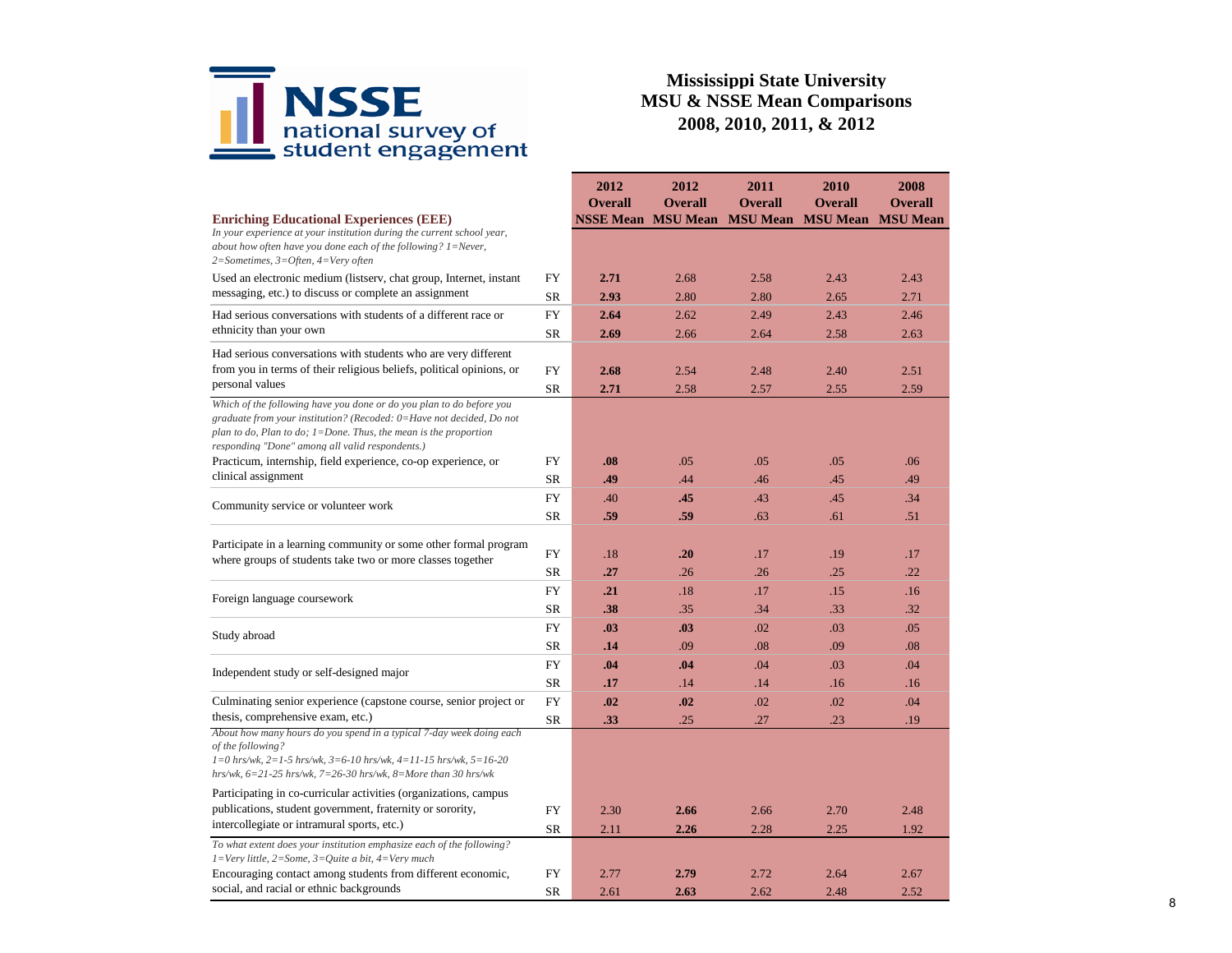# Mississippi State University
## MSU & NSSE Mean Comparisons
## 2008, 2010, 2011, & 2012

| **Enriching Educational Experiences (EEE)** | | **2012 Overall NSSE Mean** | **2012 Overall MSU Mean** | **2011 Overall MSU Mean** | **2010 Overall MSU Mean** | **2008 Overall MSU Mean** |
|---|---|---|---|---|---|---|
| *In your experience at your institution during the current school year, about how often have you done each of the following? 1=Never, 2=Sometimes, 3=Often, 4=Very often* | | | | | | |
| Used an electronic medium (listserv, chat group, Internet, instant messaging, etc.) to discuss or complete an assignment | FY | **2.71** | 2.68 | 2.58 | 2.43 | 2.43 |
| | SR | **2.93** | 2.80 | 2.80 | 2.65 | 2.71 |
| Had serious conversations with students of a different race or ethnicity than your own | FY | **2.64** | 2.62 | 2.49 | 2.43 | 2.46 |
| | SR | **2.69** | 2.66 | 2.64 | 2.58 | 2.63 |
| Had serious conversations with students who are very different from you in terms of their religious beliefs, political opinions, or personal values | FY | **2.68** | 2.54 | 2.48 | 2.40 | 2.51 |
| | SR | **2.71** | 2.58 | 2.57 | 2.55 | 2.59 |
| *Which of the following have you done or do you plan to do before you graduate from your institution? (Recoded: 0=Have not decided, Do not plan to do, Plan to do; 1=Done. Thus, the mean is the proportion responding "Done" among all valid respondents.)* | | | | | | |
| Practicum, internship, field experience, co-op experience, or clinical assignment | FY | **.08** | .05 | .05 | .05 | .06 |
| | SR | **.49** | .44 | .46 | .45 | .49 |
| Community service or volunteer work | FY | .40 | **.45** | .43 | .45 | .34 |
| | SR | **.59** | **.59** | .63 | .61 | .51 |
| Participate in a learning community or some other formal program where groups of students take two or more classes together | FY | .18 | **.20** | .17 | .19 | .17 |
| | SR | **.27** | .26 | .26 | .25 | .22 |
| Foreign language coursework | FY | **.21** | .18 | .17 | .15 | .16 |
| | SR | **.38** | .35 | .34 | .33 | .32 |
| Study abroad | FY | **.03** | **.03** | .02 | .03 | .05 |
| | SR | **.14** | .09 | .08 | .09 | .08 |
| Independent study or self-designed major | FY | **.04** | **.04** | .04 | .03 | .04 |
| | SR | **.17** | .14 | .14 | .16 | .16 |
| Culminating senior experience (capstone course, senior project or thesis, comprehensive exam, etc.) | FY | **.02** | **.02** | .02 | .02 | .04 |
| | SR | **.33** | .25 | .27 | .23 | .19 |
| *About how many hours do you spend in a typical 7-day week doing each of the following? 1=0 hrs/wk, 2=1-5 hrs/wk, 3=6-10 hrs/wk, 4=11-15 hrs/wk, 5=16-20 hrs/wk, 6=21-25 hrs/wk, 7=26-30 hrs/wk, 8=More than 30 hrs/wk* | | | | | | |
| Participating in co-curricular activities (organizations, campus publications, student government, fraternity or sorority, intercollegiate or intramural sports, etc.) | FY | 2.30 | **2.66** | 2.66 | 2.70 | 2.48 |
| | SR | 2.11 | **2.26** | 2.28 | 2.25 | 1.92 |
| *To what extent does your institution emphasize each of the following? 1=Very little, 2=Some, 3=Quite a bit, 4=Very much* | | | | | | |
| Encouraging contact among students from different economic, social, and racial or ethnic backgrounds | FY | 2.77 | **2.79** | 2.72 | 2.64 | 2.67 |
| | SR | 2.61 | **2.63** | 2.62 | 2.48 | 2.52 |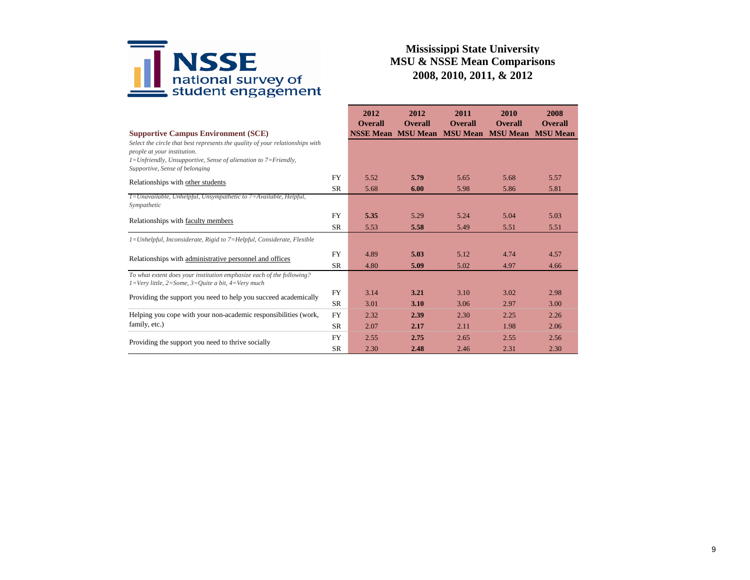NSSE national survey of student engagement

# Mississippi State University
## MSU & NSSE Mean Comparisons
## 2008, 2010, 2011, & 2012

| Supportive Campus Environment (SCE) | | 2012 Overall NSSE Mean | 2012 Overall MSU Mean | 2011 Overall MSU Mean | 2010 Overall MSU Mean | 2008 Overall MSU Mean |
|---|---|---|---|---|---|---|
| *Select the circle that best represents the quality of your relationships with people at your institution. 1=Unfriendly, Unsupportive, Sense of alienation to 7=Friendly, Supportive, Sense of belonging* | | | | | | |
| Relationships with other students | FY | 5.52 | **5.79** | 5.65 | 5.68 | 5.57 |
| | SR | 5.68 | **6.00** | 5.98 | 5.86 | 5.81 |
| *1=Unavailable, Unhelpful, Unsympathetic to 7=Available, Helpful, Sympathetic* | | | | | | |
| Relationships with faculty members | FY | **5.35** | 5.29 | 5.24 | 5.04 | 5.03 |
| | SR | 5.53 | **5.58** | 5.49 | 5.51 | 5.51 |
| *1=Unhelpful, Inconsiderate, Rigid to 7=Helpful, Considerate, Flexible* | | | | | | |
| Relationships with administrative personnel and offices | FY | 4.89 | **5.03** | 5.12 | 4.74 | 4.57 |
| | SR | 4.80 | **5.09** | 5.02 | 4.97 | 4.66 |
| *To what extent does your institution emphasize each of the following? 1=Very little, 2=Some, 3=Quite a bit, 4=Very much* | | | | | | |
| Providing the support you need to help you succeed academically | FY | 3.14 | **3.21** | 3.10 | 3.02 | 2.98 |
| | SR | 3.01 | **3.10** | 3.06 | 2.97 | 3.00 |
| Helping you cope with your non-academic responsibilities (work, family, etc.) | FY | 2.32 | **2.39** | 2.30 | 2.25 | 2.26 |
| | SR | 2.07 | **2.17** | 2.11 | 1.98 | 2.06 |
| Providing the support you need to thrive socially | FY | 2.55 | **2.75** | 2.65 | 2.55 | 2.56 |
| | SR | 2.30 | **2.48** | 2.46 | 2.31 | 2.30 |